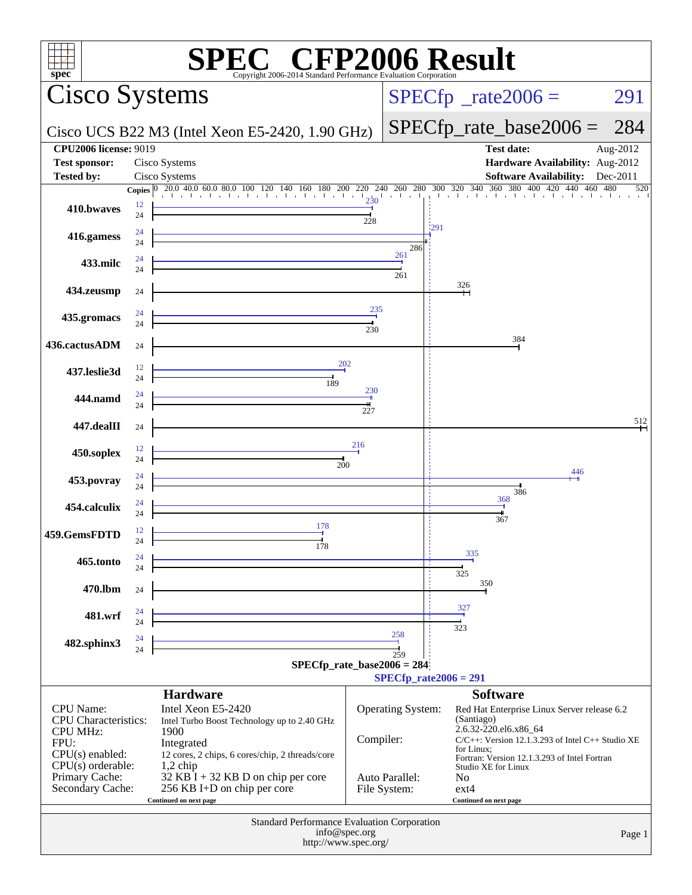# SPEC CFP2006 Result

Copyright 2006-2014 Standard Performance Evaluation Corporation

## Cisco Systems

Cisco UCS B22 M3 (Intel Xeon E5-2420, 1.90 GHz)

SPECfp_rate2006 = 291

SPECfp_rate_base2006 = 284

| | | | |
|---|---|---|---|
| **CPU2006 license:** 9019 | | **Test date:** | Aug-2012 |
| **Test sponsor:** | Cisco Systems | **Hardware Availability:** | Aug-2012 |
| **Tested by:** | Cisco Systems | **Software Availability:** | Dec-2011 |

| Benchmark | Copies (peak) | Peak | Copies (base) | Base |
|---|---|---|---|---|
| 410.bwaves | 12 | 230 | 24 | 228 |
| 416.gamess | 24 | 291 | 24 | 286 |
| 433.milc | 24 | 261 | 24 | 261 |
| 434.zeusmp | | | 24 | 326 |
| 435.gromacs | 24 | 235 | 24 | 230 |
| 436.cactusADM | | | 24 | 384 |
| 437.leslie3d | 12 | 202 | 24 | 189 |
| 444.namd | 24 | 230 | 24 | 227 |
| 447.dealII | | | 24 | 512 |
| 450.soplex | 12 | 216 | 24 | 200 |
| 453.povray | 24 | 446 | 24 | 386 |
| 454.calculix | 24 | 368 | 24 | 367 |
| 459.GemsFDTD | 12 | 178 | 24 | 178 |
| 465.tonto | 24 | 335 | 24 | 325 |
| 470.lbm | | | 24 | 350 |
| 481.wrf | 24 | 327 | 24 | 323 |
| 482.sphinx3 | 24 | 258 | 24 | 259 |

SPECfp_rate_base2006 = 284

SPECfp_rate2006 = 291

### Hardware

| | |
|---|---|
| CPU Name: | Intel Xeon E5-2420 |
| CPU Characteristics: | Intel Turbo Boost Technology up to 2.40 GHz |
| CPU MHz: | 1900 |
| FPU: | Integrated |
| CPU(s) enabled: | 12 cores, 2 chips, 6 cores/chip, 2 threads/core |
| CPU(s) orderable: | 1,2 chip |
| Primary Cache: | 32 KB I + 32 KB D on chip per core |
| Secondary Cache: | 256 KB I+D on chip per core |

Continued on next page

### Software

| | |
|---|---|
| Operating System: | Red Hat Enterprise Linux Server release 6.2 (Santiago) 2.6.32-220.el6.x86_64 |
| Compiler: | C/C++: Version 12.1.3.293 of Intel C++ Studio XE for Linux; Fortran: Version 12.1.3.293 of Intel Fortran Studio XE for Linux |
| Auto Parallel: | No |
| File System: | ext4 |

Continued on next page

Standard Performance Evaluation Corporation
info@spec.org
http://www.spec.org/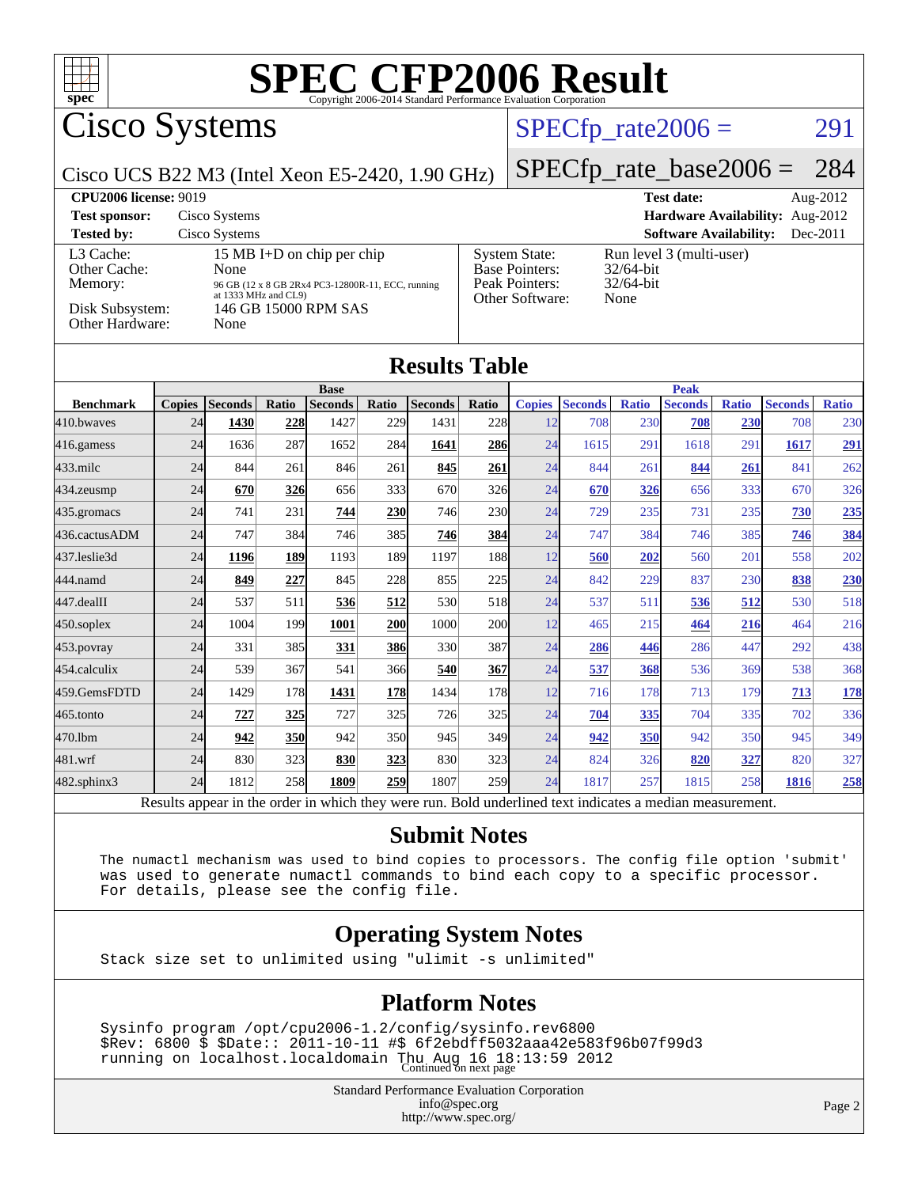# SPEC CFP2006 Result

Copyright 2006-2014 Standard Performance Evaluation Corporation

## Cisco Systems

Cisco UCS B22 M3 (Intel Xeon E5-2420, 1.90 GHz)

SPECfp_rate2006 = 291

SPECfp_rate_base2006 = 284

| | | | |
|---|---|---|---|
| **CPU2006 license:** 9019 | | **Test date:** | Aug-2012 |
| **Test sponsor:** | Cisco Systems | **Hardware Availability:** | Aug-2012 |
| **Tested by:** | Cisco Systems | **Software Availability:** | Dec-2011 |

| | |
|---|---|
| L3 Cache: | 15 MB I+D on chip per chip |
| Other Cache: | None |
| Memory: | 96 GB (12 x 8 GB 2Rx4 PC3-12800R-11, ECC, running at 1333 MHz and CL9) |
| Disk Subsystem: | 146 GB 15000 RPM SAS |
| Other Hardware: | None |

| | |
|---|---|
| System State: | Run level 3 (multi-user) |
| Base Pointers: | 32/64-bit |
| Peak Pointers: | 32/64-bit |
| Other Software: | None |

## Results Table

| Benchmark | Base | | | | | | | Peak | | | | | | |
|---|---|---|---|---|---|---|---|---|---|---|---|---|---|---|
| | Copies | Seconds | Ratio | Seconds | Ratio | Seconds | Ratio | Copies | Seconds | Ratio | Seconds | Ratio | Seconds | Ratio |
| 410.bwaves | 24 | **1430** | **228** | 1427 | 229 | 1431 | 228 | 12 | 708 | 230 | **708** | **230** | 708 | 230 |
| 416.gamess | 24 | 1636 | 287 | 1652 | 284 | **1641** | **286** | 24 | 1615 | 291 | 1618 | 291 | **1617** | **291** |
| 433.milc | 24 | 844 | 261 | 846 | 261 | **845** | **261** | 24 | 844 | 261 | **844** | **261** | 841 | 262 |
| 434.zeusmp | 24 | **670** | **326** | 656 | 333 | 670 | 326 | 24 | **670** | **326** | 656 | 333 | 670 | 326 |
| 435.gromacs | 24 | 741 | 231 | **744** | **230** | 746 | 230 | 24 | 729 | 235 | 731 | 235 | **730** | **235** |
| 436.cactusADM | 24 | 747 | 384 | 746 | 385 | **746** | **384** | 24 | 747 | 384 | 746 | 385 | **746** | **384** |
| 437.leslie3d | 24 | **1196** | **189** | 1193 | 189 | 1197 | 188 | 12 | **560** | **202** | 560 | 201 | 558 | 202 |
| 444.namd | 24 | **849** | **227** | 845 | 228 | 855 | 225 | 24 | 842 | 229 | 837 | 230 | **838** | **230** |
| 447.dealII | 24 | 537 | 511 | **536** | **512** | 530 | 518 | 24 | 537 | 511 | **536** | **512** | 530 | 518 |
| 450.soplex | 24 | 1004 | 199 | **1001** | **200** | 1000 | 200 | 12 | 465 | 215 | **464** | **216** | 464 | 216 |
| 453.povray | 24 | 331 | 385 | **331** | **386** | 330 | 387 | 24 | **286** | **446** | 286 | 447 | 292 | 438 |
| 454.calculix | 24 | 539 | 367 | 541 | 366 | **540** | **367** | 24 | **537** | **368** | 536 | 369 | 538 | 368 |
| 459.GemsFDTD | 24 | 1429 | 178 | **1431** | **178** | 1434 | 178 | 12 | 716 | 178 | 713 | 179 | **713** | **178** |
| 465.tonto | 24 | **727** | **325** | 727 | 325 | 726 | 325 | 24 | **704** | **335** | 704 | 335 | 702 | 336 |
| 470.lbm | 24 | **942** | **350** | 942 | 350 | 945 | 349 | 24 | **942** | **350** | 942 | 350 | 945 | 349 |
| 481.wrf | 24 | 830 | 323 | **830** | **323** | 830 | 323 | 24 | 824 | 326 | **820** | **327** | 820 | 327 |
| 482.sphinx3 | 24 | 1812 | 258 | **1809** | **259** | 1807 | 259 | 24 | 1817 | 257 | 1815 | 258 | **1816** | **258** |

Results appear in the order in which they were run. Bold underlined text indicates a median measurement.

## Submit Notes

```
The numactl mechanism was used to bind copies to processors. The config file option 'submit'
was used to generate numactl commands to bind each copy to a specific processor.
For details, please see the config file.
```

## Operating System Notes

```
Stack size set to unlimited using "ulimit -s unlimited"
```

## Platform Notes

```
Sysinfo program /opt/cpu2006-1.2/config/sysinfo.rev6800
$Rev: 6800 $ $Date:: 2011-10-11 #$ 6f2ebdff5032aaa42e583f96b07f99d3
running on localhost.localdomain Thu Aug 16 18:13:59 2012
```

Continued on next page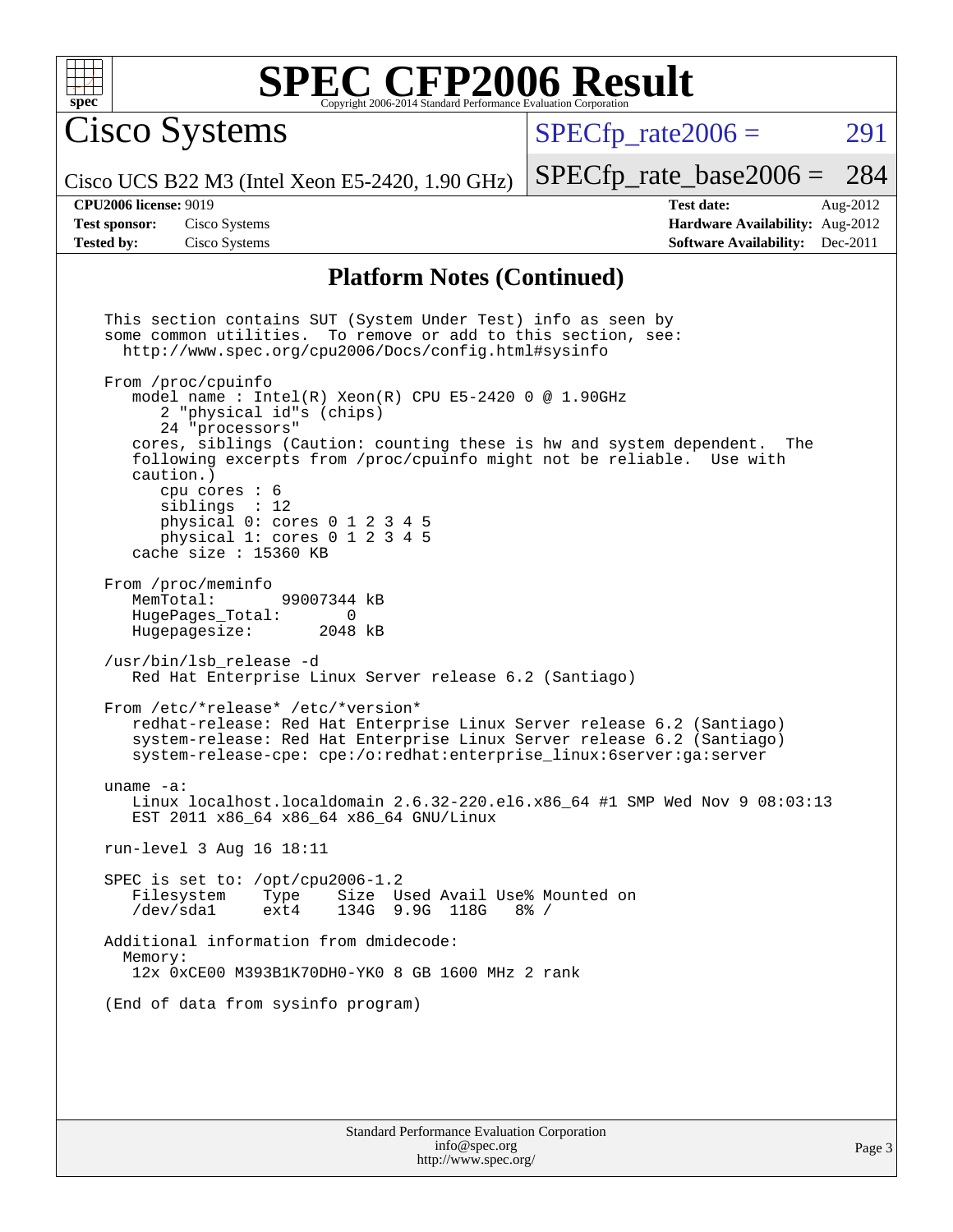## Platform Notes (Continued)

```
This section contains SUT (System Under Test) info as seen by
some common utilities.  To remove or add to this section, see:
  http://www.spec.org/cpu2006/Docs/config.html#sysinfo

From /proc/cpuinfo
   model name : Intel(R) Xeon(R) CPU E5-2420 0 @ 1.90GHz
      2 "physical id"s (chips)
      24 "processors"
   cores, siblings (Caution: counting these is hw and system dependent.  The
   following excerpts from /proc/cpuinfo might not be reliable.  Use with
   caution.)
      cpu cores : 6
      siblings  : 12
      physical 0: cores 0 1 2 3 4 5
      physical 1: cores 0 1 2 3 4 5
   cache size : 15360 KB

From /proc/meminfo
   MemTotal:       99007344 kB
   HugePages_Total:       0
   Hugepagesize:       2048 kB

/usr/bin/lsb_release -d
   Red Hat Enterprise Linux Server release 6.2 (Santiago)

From /etc/*release* /etc/*version*
   redhat-release: Red Hat Enterprise Linux Server release 6.2 (Santiago)
   system-release: Red Hat Enterprise Linux Server release 6.2 (Santiago)
   system-release-cpe: cpe:/o:redhat:enterprise_linux:6server:ga:server

uname -a:
   Linux localhost.localdomain 2.6.32-220.el6.x86_64 #1 SMP Wed Nov 9 08:03:13
   EST 2011 x86_64 x86_64 x86_64 GNU/Linux

run-level 3 Aug 16 18:11

SPEC is set to: /opt/cpu2006-1.2
   Filesystem    Type    Size  Used Avail Use% Mounted on
   /dev/sda1     ext4    134G  9.9G  118G   8% /

Additional information from dmidecode:
  Memory:
   12x 0xCE00 M393B1K70DH0-YK0 8 GB 1600 MHz 2 rank

(End of data from sysinfo program)
```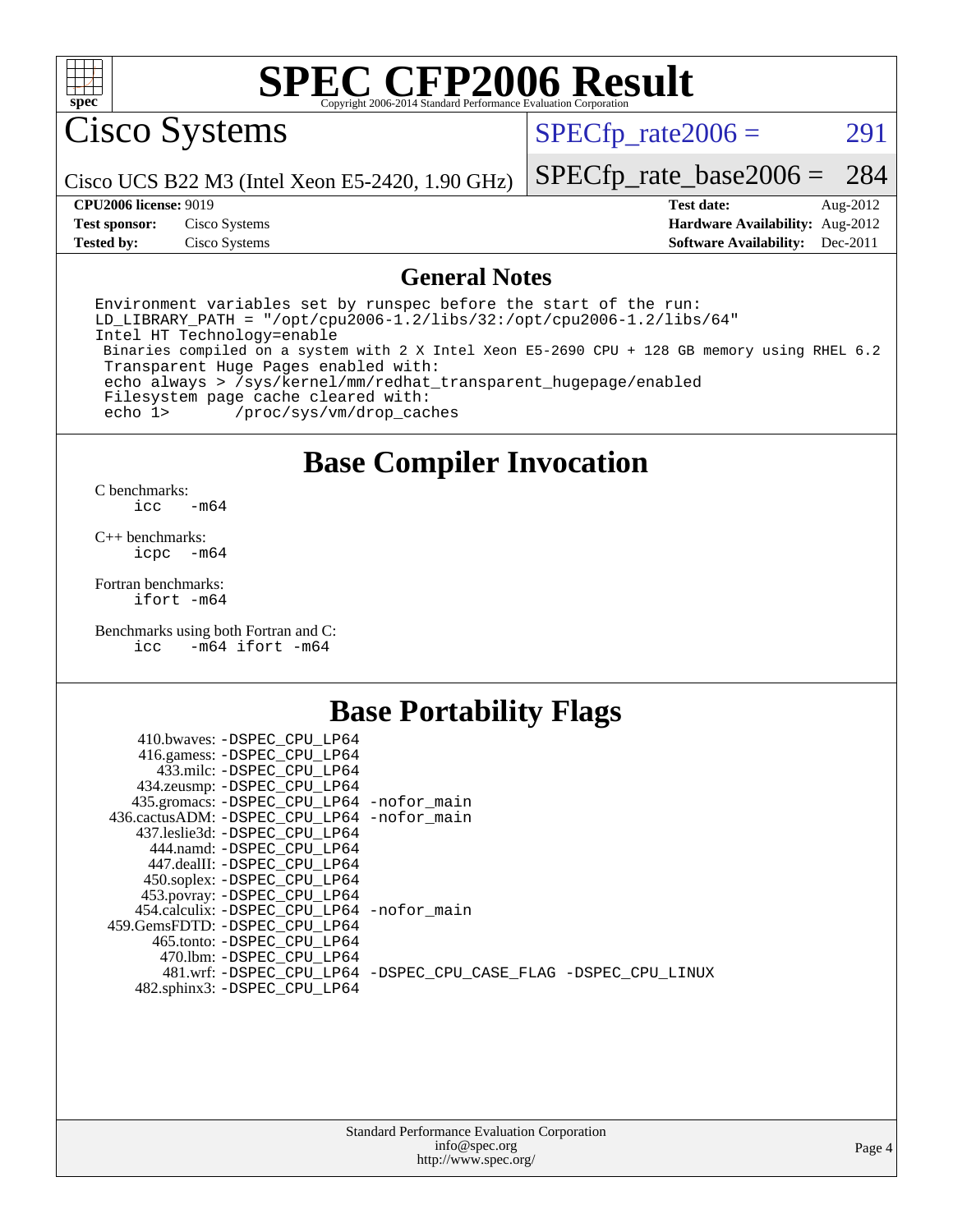# SPEC CFP2006 Result

Copyright 2006-2014 Standard Performance Evaluation Corporation

## Cisco Systems

Cisco UCS B22 M3 (Intel Xeon E5-2420, 1.90 GHz)

SPECfp_rate2006 = 291

SPECfp_rate_base2006 = 284

| | | | |
|---|---|---|---|
| **CPU2006 license:** 9019 | | **Test date:** | Aug-2012 |
| **Test sponsor:** | Cisco Systems | **Hardware Availability:** | Aug-2012 |
| **Tested by:** | Cisco Systems | **Software Availability:** | Dec-2011 |

## General Notes

```
Environment variables set by runspec before the start of the run:
LD_LIBRARY_PATH = "/opt/cpu2006-1.2/libs/32:/opt/cpu2006-1.2/libs/64"
Intel HT Technology=enable
 Binaries compiled on a system with 2 X Intel Xeon E5-2690 CPU + 128 GB memory using RHEL 6.2
 Transparent Huge Pages enabled with:
 echo always > /sys/kernel/mm/redhat_transparent_hugepage/enabled
 Filesystem page cache cleared with:
 echo 1>       /proc/sys/vm/drop_caches
```

## Base Compiler Invocation

C benchmarks:
`icc   -m64`

C++ benchmarks:
`icpc  -m64`

Fortran benchmarks:
`ifort -m64`

Benchmarks using both Fortran and C:
`icc   -m64 ifort -m64`

## Base Portability Flags

| Benchmark | Flags |
|---|---|
| 410.bwaves: | -DSPEC_CPU_LP64 |
| 416.gamess: | -DSPEC_CPU_LP64 |
| 433.milc: | -DSPEC_CPU_LP64 |
| 434.zeusmp: | -DSPEC_CPU_LP64 |
| 435.gromacs: | -DSPEC_CPU_LP64 -nofor_main |
| 436.cactusADM: | -DSPEC_CPU_LP64 -nofor_main |
| 437.leslie3d: | -DSPEC_CPU_LP64 |
| 444.namd: | -DSPEC_CPU_LP64 |
| 447.dealII: | -DSPEC_CPU_LP64 |
| 450.soplex: | -DSPEC_CPU_LP64 |
| 453.povray: | -DSPEC_CPU_LP64 |
| 454.calculix: | -DSPEC_CPU_LP64 -nofor_main |
| 459.GemsFDTD: | -DSPEC_CPU_LP64 |
| 465.tonto: | -DSPEC_CPU_LP64 |
| 470.lbm: | -DSPEC_CPU_LP64 |
| 481.wrf: | -DSPEC_CPU_LP64 -DSPEC_CPU_CASE_FLAG -DSPEC_CPU_LINUX |
| 482.sphinx3: | -DSPEC_CPU_LP64 |

Standard Performance Evaluation Corporation
info@spec.org
http://www.spec.org/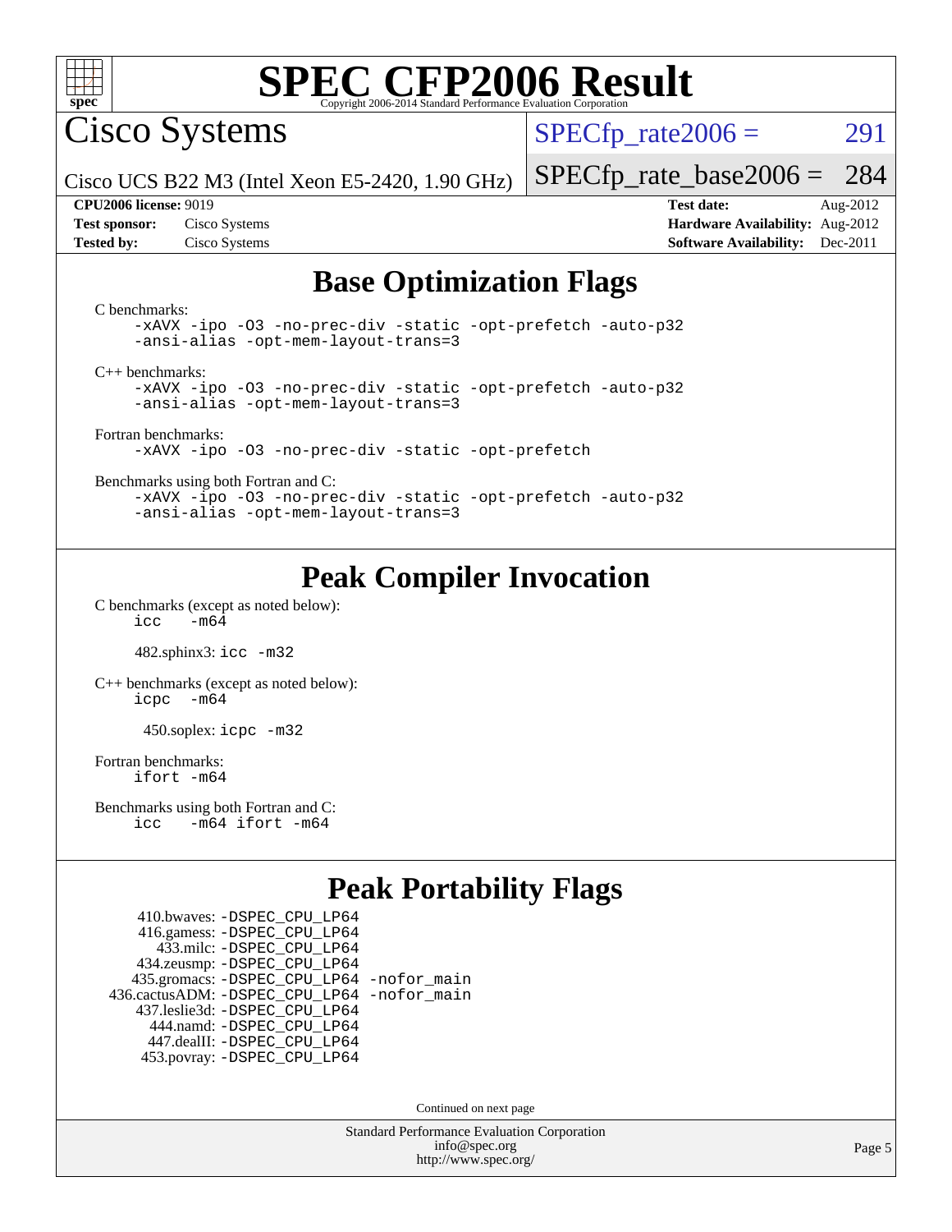# SPEC CFP2006 Result

Copyright 2006-2014 Standard Performance Evaluation Corporation

## Cisco Systems

Cisco UCS B22 M3 (Intel Xeon E5-2420, 1.90 GHz)

SPECfp_rate2006 = 291

SPECfp_rate_base2006 = 284

| | | | |
|---|---|---|---|
| **CPU2006 license:** 9019 | | **Test date:** | Aug-2012 |
| **Test sponsor:** | Cisco Systems | **Hardware Availability:** | Aug-2012 |
| **Tested by:** | Cisco Systems | **Software Availability:** | Dec-2011 |

## Base Optimization Flags

C benchmarks:

```
-xAVX -ipo -O3 -no-prec-div -static -opt-prefetch -auto-p32
-ansi-alias -opt-mem-layout-trans=3
```

C++ benchmarks:

```
-xAVX -ipo -O3 -no-prec-div -static -opt-prefetch -auto-p32
-ansi-alias -opt-mem-layout-trans=3
```

Fortran benchmarks:

```
-xAVX -ipo -O3 -no-prec-div -static -opt-prefetch
```

Benchmarks using both Fortran and C:

```
-xAVX -ipo -O3 -no-prec-div -static -opt-prefetch -auto-p32
-ansi-alias -opt-mem-layout-trans=3
```

## Peak Compiler Invocation

C benchmarks (except as noted below):

```
icc  -m64
```

482.sphinx3: `icc -m32`

C++ benchmarks (except as noted below):

```
icpc  -m64
```

450.soplex: `icpc -m32`

Fortran benchmarks:

```
ifort -m64
```

Benchmarks using both Fortran and C:

```
icc  -m64 ifort -m64
```

## Peak Portability Flags

410.bwaves: `-DSPEC_CPU_LP64`
416.gamess: `-DSPEC_CPU_LP64`
433.milc: `-DSPEC_CPU_LP64`
434.zeusmp: `-DSPEC_CPU_LP64`
435.gromacs: `-DSPEC_CPU_LP64 -nofor_main`
436.cactusADM: `-DSPEC_CPU_LP64 -nofor_main`
437.leslie3d: `-DSPEC_CPU_LP64`
444.namd: `-DSPEC_CPU_LP64`
447.dealII: `-DSPEC_CPU_LP64`
453.povray: `-DSPEC_CPU_LP64`

Continued on next page

Standard Performance Evaluation Corporation
info@spec.org
http://www.spec.org/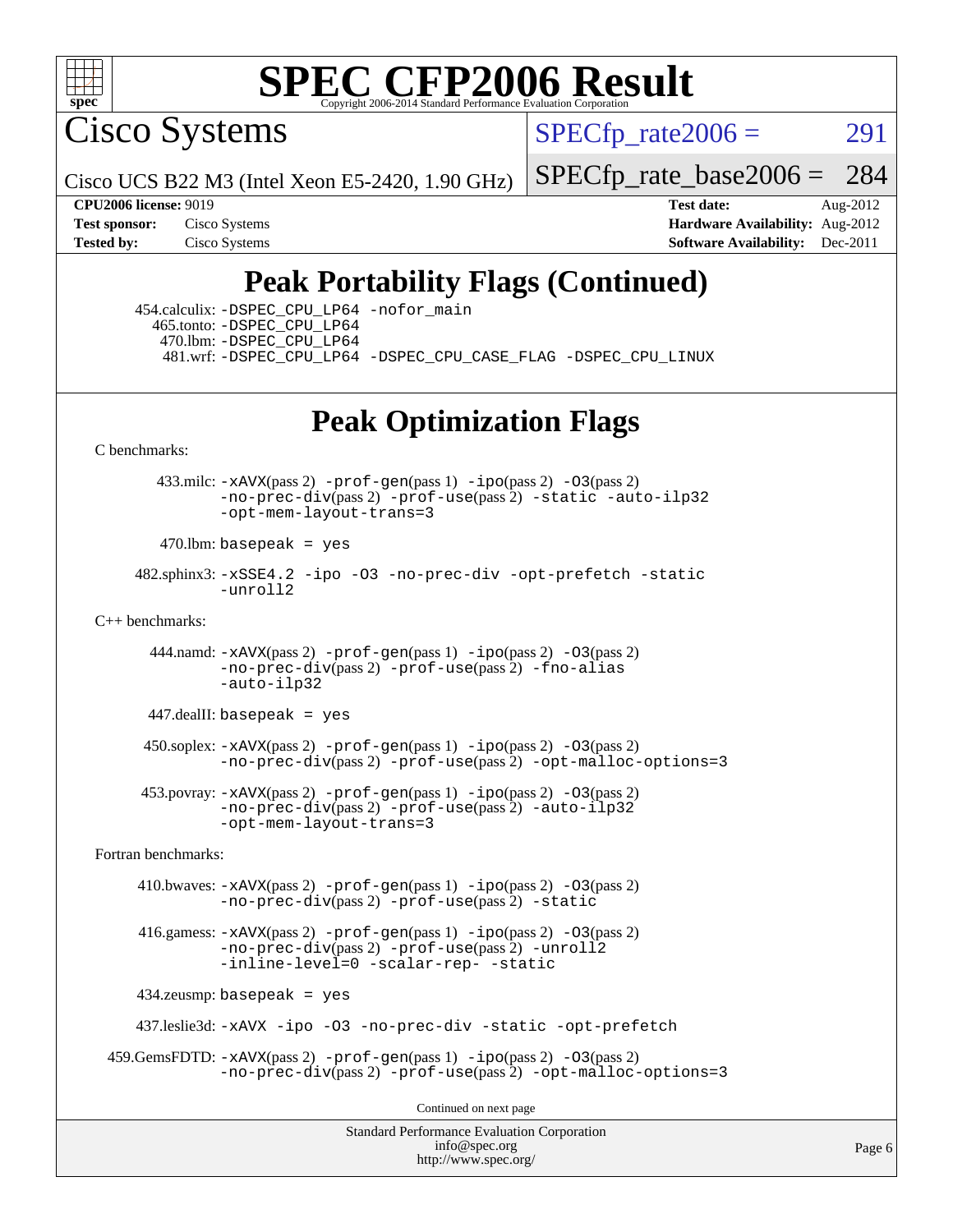# SPEC CFP2006 Result

Copyright 2006-2014 Standard Performance Evaluation Corporation

Cisco Systems

Cisco UCS B22 M3 (Intel Xeon E5-2420, 1.90 GHz)

SPECfp_rate2006 = 291

SPECfp_rate_base2006 = 284

**CPU2006 license:** 9019
**Test sponsor:** Cisco Systems
**Tested by:** Cisco Systems

**Test date:** Aug-2012
**Hardware Availability:** Aug-2012
**Software Availability:** Dec-2011

## Peak Portability Flags (Continued)

454.calculix: `-DSPEC_CPU_LP64 -nofor_main`
465.tonto: `-DSPEC_CPU_LP64`
470.lbm: `-DSPEC_CPU_LP64`
481.wrf: `-DSPEC_CPU_LP64 -DSPEC_CPU_CASE_FLAG -DSPEC_CPU_LINUX`

## Peak Optimization Flags

C benchmarks:

433.milc: `-xAVX`(pass 2) `-prof-gen`(pass 1) `-ipo`(pass 2) `-O3`(pass 2) `-no-prec-div`(pass 2) `-prof-use`(pass 2) `-static -auto-ilp32 -opt-mem-layout-trans=3`

470.lbm: `basepeak = yes`

482.sphinx3: `-xSSE4.2 -ipo -O3 -no-prec-div -opt-prefetch -static -unroll2`

C++ benchmarks:

444.namd: `-xAVX`(pass 2) `-prof-gen`(pass 1) `-ipo`(pass 2) `-O3`(pass 2) `-no-prec-div`(pass 2) `-prof-use`(pass 2) `-fno-alias -auto-ilp32`

447.dealII: `basepeak = yes`

450.soplex: `-xAVX`(pass 2) `-prof-gen`(pass 1) `-ipo`(pass 2) `-O3`(pass 2) `-no-prec-div`(pass 2) `-prof-use`(pass 2) `-opt-malloc-options=3`

453.povray: `-xAVX`(pass 2) `-prof-gen`(pass 1) `-ipo`(pass 2) `-O3`(pass 2) `-no-prec-div`(pass 2) `-prof-use`(pass 2) `-auto-ilp32 -opt-mem-layout-trans=3`

Fortran benchmarks:

410.bwaves: `-xAVX`(pass 2) `-prof-gen`(pass 1) `-ipo`(pass 2) `-O3`(pass 2) `-no-prec-div`(pass 2) `-prof-use`(pass 2) `-static`

416.gamess: `-xAVX`(pass 2) `-prof-gen`(pass 1) `-ipo`(pass 2) `-O3`(pass 2) `-no-prec-div`(pass 2) `-prof-use`(pass 2) `-unroll2 -inline-level=0 -scalar-rep- -static`

434.zeusmp: `basepeak = yes`

437.leslie3d: `-xAVX -ipo -O3 -no-prec-div -static -opt-prefetch`

459.GemsFDTD: `-xAVX`(pass 2) `-prof-gen`(pass 1) `-ipo`(pass 2) `-O3`(pass 2) `-no-prec-div`(pass 2) `-prof-use`(pass 2) `-opt-malloc-options=3`

Continued on next page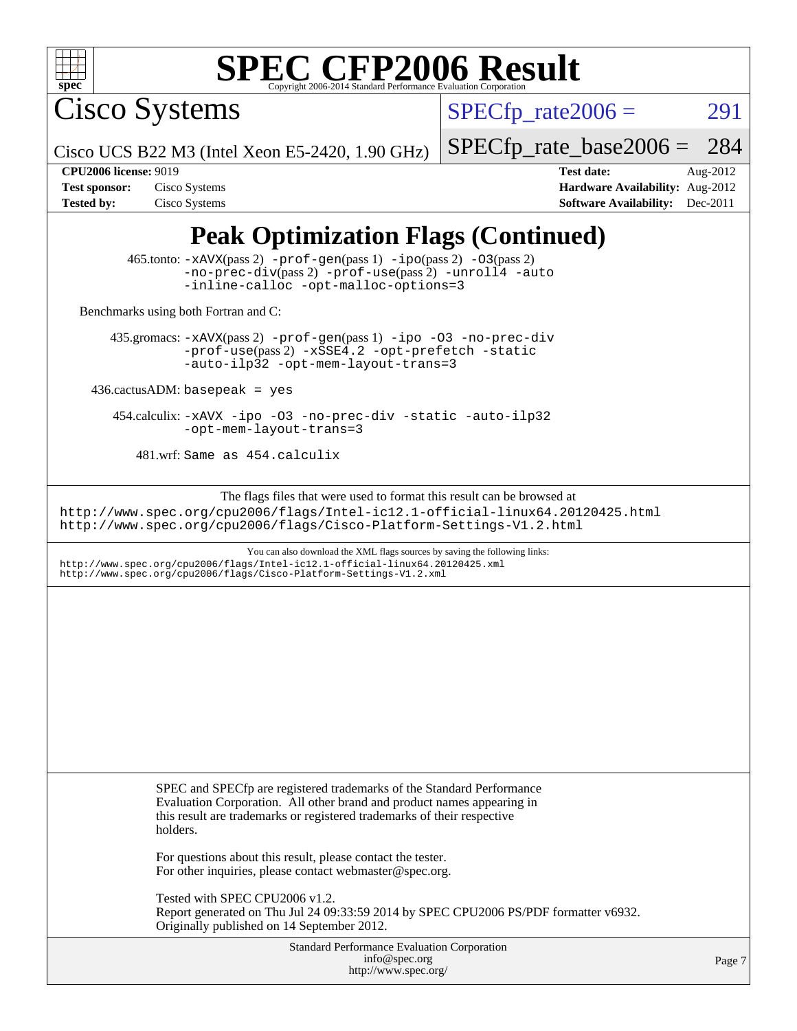# Peak Optimization Flags (Continued)

465.tonto: -xAVX(pass 2) -prof-gen(pass 1) -ipo(pass 2) -O3(pass 2) -no-prec-div(pass 2) -prof-use(pass 2) -unroll4 -auto -inline-calloc -opt-malloc-options=3

Benchmarks using both Fortran and C:

435.gromacs: -xAVX(pass 2) -prof-gen(pass 1) -ipo -O3 -no-prec-div -prof-use(pass 2) -xSSE4.2 -opt-prefetch -static -auto-ilp32 -opt-mem-layout-trans=3

436.cactusADM: basepeak = yes

454.calculix: -xAVX -ipo -O3 -no-prec-div -static -auto-ilp32 -opt-mem-layout-trans=3

481.wrf: Same as 454.calculix

The flags files that were used to format this result can be browsed at
http://www.spec.org/cpu2006/flags/Intel-ic12.1-official-linux64.20120425.html
http://www.spec.org/cpu2006/flags/Cisco-Platform-Settings-V1.2.html

You can also download the XML flags sources by saving the following links:
http://www.spec.org/cpu2006/flags/Intel-ic12.1-official-linux64.20120425.xml
http://www.spec.org/cpu2006/flags/Cisco-Platform-Settings-V1.2.xml

SPEC and SPECfp are registered trademarks of the Standard Performance Evaluation Corporation. All other brand and product names appearing in this result are trademarks or registered trademarks of their respective holders.

For questions about this result, please contact the tester.
For other inquiries, please contact webmaster@spec.org.

Tested with SPEC CPU2006 v1.2.
Report generated on Thu Jul 24 09:33:59 2014 by SPEC CPU2006 PS/PDF formatter v6932.
Originally published on 14 September 2012.